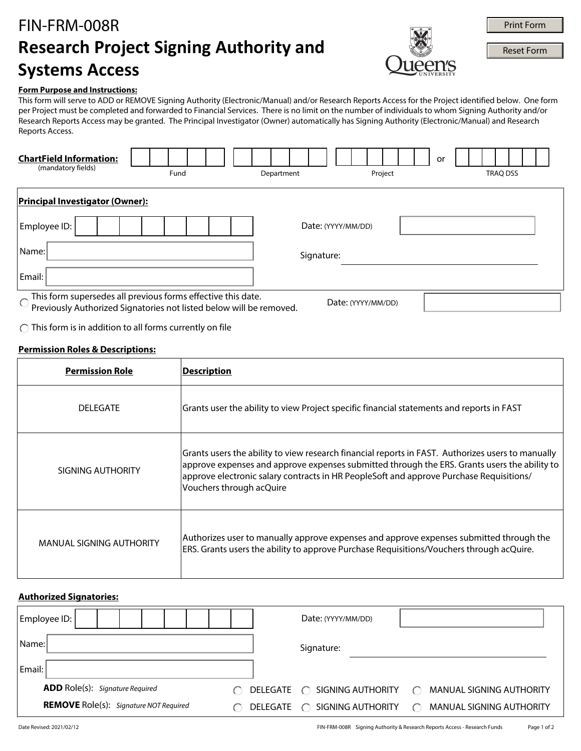# FIN-FRM-008R

# Research Project Signing Authority and Systems Access

**Form Purpose and Instructions:**

This form will serve to ADD or REMOVE Signing Authority (Electronic/Manual) and/or Research Reports Access for the Project identified below. One form per Project must be completed and forwarded to Financial Services. There is no limit on the number of individuals to whom Signing Authority and/or Research Reports Access may be granted. The Principal Investigator (Owner) automatically has Signing Authority (Electronic/Manual) and Research Reports Access.

**ChartField Information:** (mandatory fields)

Fund: ______ Department: ______ Project: ______ or TRAQ DSS: ______

**Principal Investigator (Owner):**

Employee ID: ______

Date: (YYYY/MM/DD) ______

Name: ______

Signature: ______

Email: ______

○ This form supersedes all previous forms effective this date. Previously Authorized Signatories not listed below will be removed.

Date: (YYYY/MM/DD) ______

○ This form is in addition to all forms currently on file

**Permission Roles & Descriptions:**

| Permission Role | Description |
|---|---|
| DELEGATE | Grants user the ability to view Project specific financial statements and reports in FAST |
| SIGNING AUTHORITY | Grants users the ability to view research financial reports in FAST. Authorizes users to manually approve expenses and approve expenses submitted through the ERS. Grants users the ability to approve electronic salary contracts in HR PeopleSoft and approve Purchase Requisitions/ Vouchers through acQuire |
| MANUAL SIGNING AUTHORITY | Authorizes user to manually approve expenses and approve expenses submitted through the ERS. Grants users the ability to approve Purchase Requisitions/Vouchers through acQuire. |

**Authorized Signatories:**

Employee ID: ______

Date: (YYYY/MM/DD) ______

Name: ______

Signature: ______

Email: ______

**ADD** Role(s): *Signature Required* ○ DELEGATE ○ SIGNING AUTHORITY ○ MANUAL SIGNING AUTHORITY

**REMOVE** Role(s): *Signature NOT Required* ○ DELEGATE ○ SIGNING AUTHORITY ○ MANUAL SIGNING AUTHORITY

Date Revised: 2021/02/12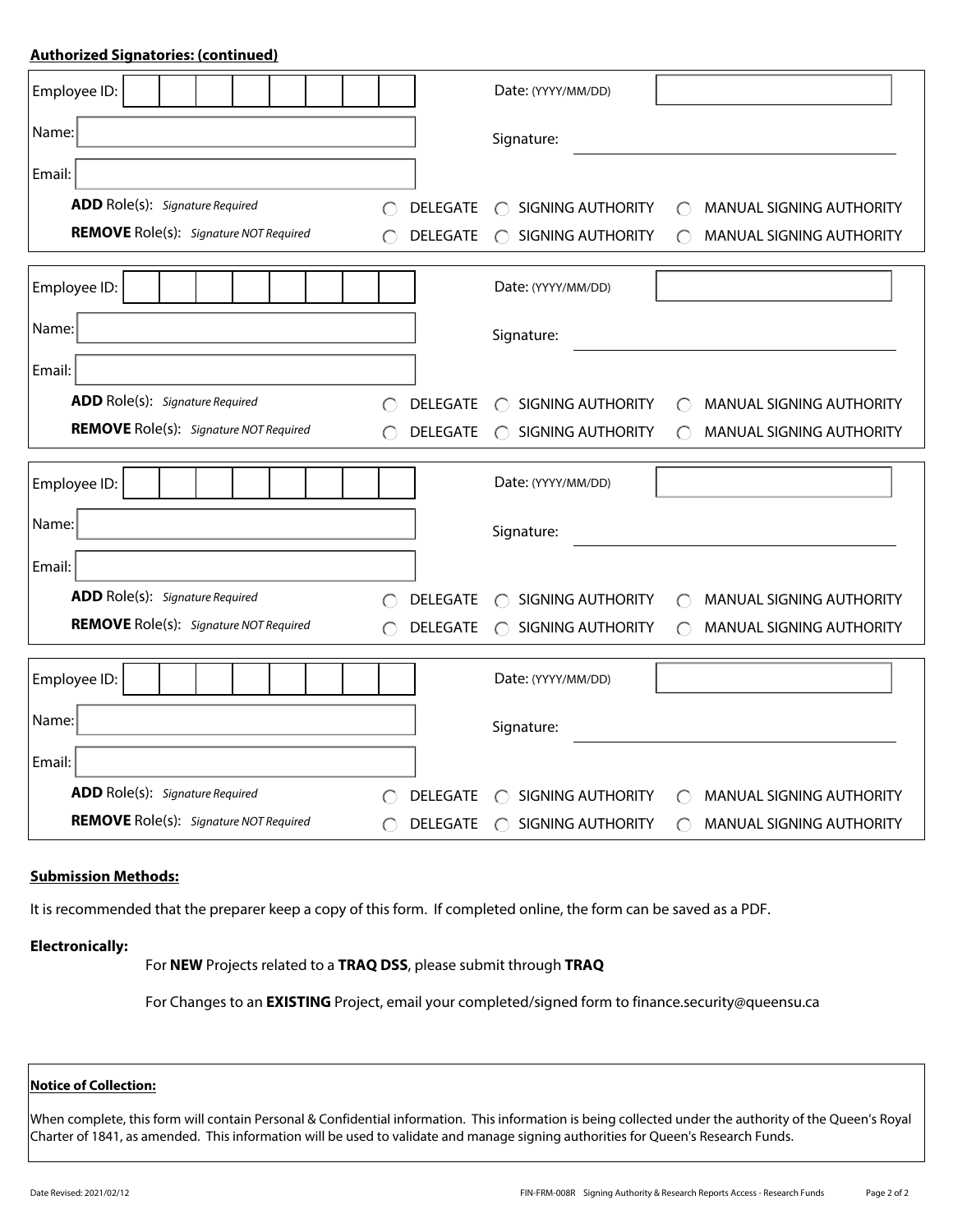**Authorized Signatories: (continued)**

Employee ID: | | | | | | | | |

Date: (YYYY/MM/DD)

Name:

Signature:

Email:

**ADD** Role(s): *Signature Required* ◯ DELEGATE ◯ SIGNING AUTHORITY ◯ MANUAL SIGNING AUTHORITY

**REMOVE** Role(s): *Signature NOT Required* ◯ DELEGATE ◯ SIGNING AUTHORITY ◯ MANUAL SIGNING AUTHORITY

---

Employee ID: | | | | | | | | |

Date: (YYYY/MM/DD)

Name:

Signature:

Email:

**ADD** Role(s): *Signature Required* ◯ DELEGATE ◯ SIGNING AUTHORITY ◯ MANUAL SIGNING AUTHORITY

**REMOVE** Role(s): *Signature NOT Required* ◯ DELEGATE ◯ SIGNING AUTHORITY ◯ MANUAL SIGNING AUTHORITY

---

Employee ID: | | | | | | | | |

Date: (YYYY/MM/DD)

Name:

Signature:

Email:

**ADD** Role(s): *Signature Required* ◯ DELEGATE ◯ SIGNING AUTHORITY ◯ MANUAL SIGNING AUTHORITY

**REMOVE** Role(s): *Signature NOT Required* ◯ DELEGATE ◯ SIGNING AUTHORITY ◯ MANUAL SIGNING AUTHORITY

---

Employee ID: | | | | | | | | |

Date: (YYYY/MM/DD)

Name:

Signature:

Email:

**ADD** Role(s): *Signature Required* ◯ DELEGATE ◯ SIGNING AUTHORITY ◯ MANUAL SIGNING AUTHORITY

**REMOVE** Role(s): *Signature NOT Required* ◯ DELEGATE ◯ SIGNING AUTHORITY ◯ MANUAL SIGNING AUTHORITY

---

**Submission Methods:**

It is recommended that the preparer keep a copy of this form. If completed online, the form can be saved as a PDF.

**Electronically:**

For **NEW** Projects related to a **TRAQ DSS**, please submit through **TRAQ**

For Changes to an **EXISTING** Project, email your completed/signed form to finance.security@queensu.ca

**Notice of Collection:**

When complete, this form will contain Personal & Confidential information. This information is being collected under the authority of the Queen's Royal Charter of 1841, as amended. This information will be used to validate and manage signing authorities for Queen's Research Funds.

Date Revised: 2021/02/12 FIN-FRM-008R Signing Authority & Research Reports Access - Research Funds